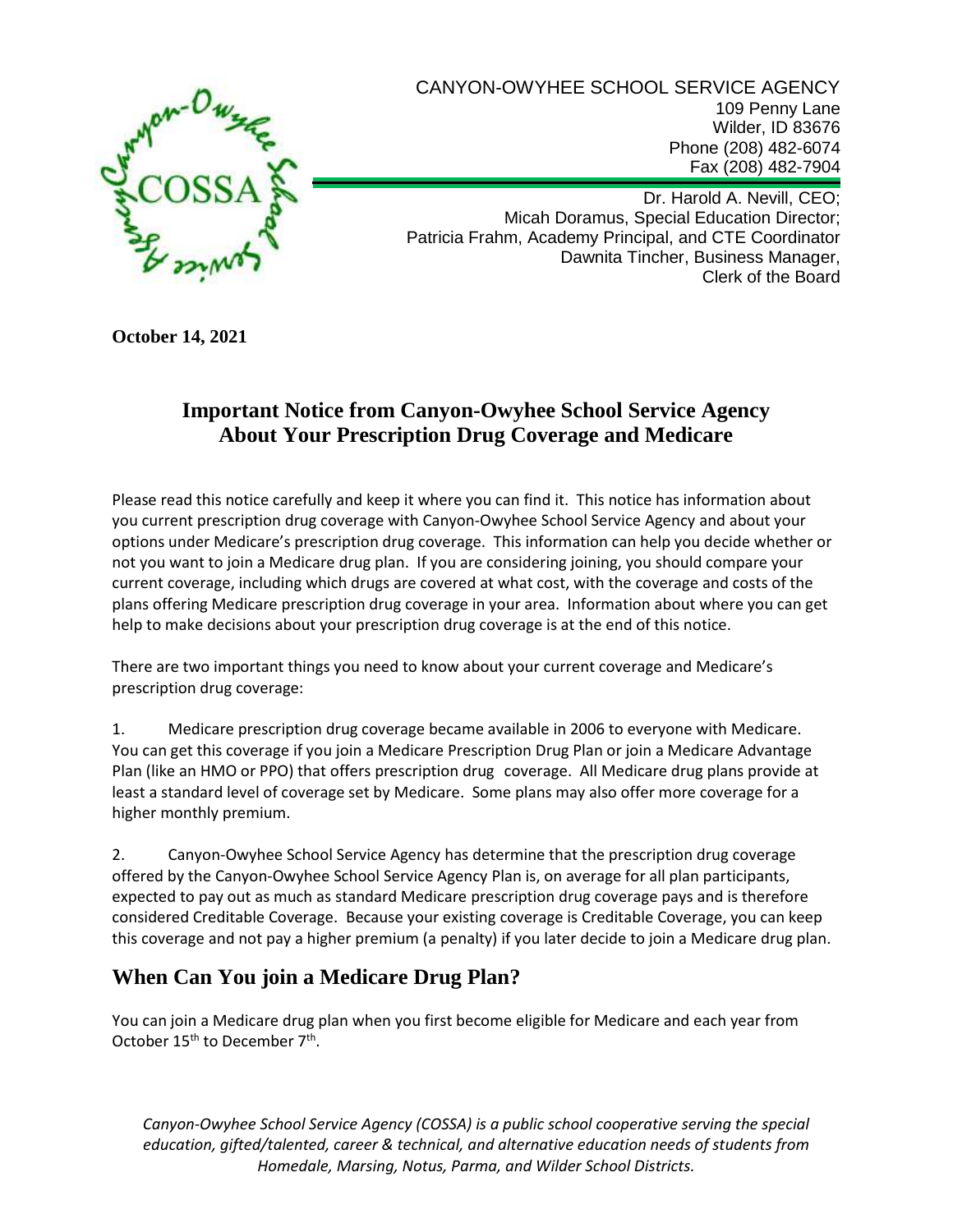CANYON-OWYHEE SCHOOL SERVICE AGENCY
109 Penny Lane
Wilder, ID 83676
Phone (208) 482-6074
Fax (208) 482-7904

Dr. Harold A. Nevill, CEO;
Micah Doramus, Special Education Director;
Patricia Frahm, Academy Principal, and CTE Coordinator
Dawnita Tincher, Business Manager,
Clerk of the Board

**October 14, 2021**

# Important Notice from Canyon-Owyhee School Service Agency About Your Prescription Drug Coverage and Medicare

Please read this notice carefully and keep it where you can find it. This notice has information about you current prescription drug coverage with Canyon-Owyhee School Service Agency and about your options under Medicare's prescription drug coverage. This information can help you decide whether or not you want to join a Medicare drug plan. If you are considering joining, you should compare your current coverage, including which drugs are covered at what cost, with the coverage and costs of the plans offering Medicare prescription drug coverage in your area. Information about where you can get help to make decisions about your prescription drug coverage is at the end of this notice.

There are two important things you need to know about your current coverage and Medicare's prescription drug coverage:

1. Medicare prescription drug coverage became available in 2006 to everyone with Medicare. You can get this coverage if you join a Medicare Prescription Drug Plan or join a Medicare Advantage Plan (like an HMO or PPO) that offers prescription drug coverage. All Medicare drug plans provide at least a standard level of coverage set by Medicare. Some plans may also offer more coverage for a higher monthly premium.

2. Canyon-Owyhee School Service Agency has determine that the prescription drug coverage offered by the Canyon-Owyhee School Service Agency Plan is, on average for all plan participants, expected to pay out as much as standard Medicare prescription drug coverage pays and is therefore considered Creditable Coverage. Because your existing coverage is Creditable Coverage, you can keep this coverage and not pay a higher premium (a penalty) if you later decide to join a Medicare drug plan.

## When Can You join a Medicare Drug Plan?

You can join a Medicare drug plan when you first become eligible for Medicare and each year from October 15th to December 7th.

*Canyon-Owyhee School Service Agency (COSSA) is a public school cooperative serving the special education, gifted/talented, career & technical, and alternative education needs of students from Homedale, Marsing, Notus, Parma, and Wilder School Districts.*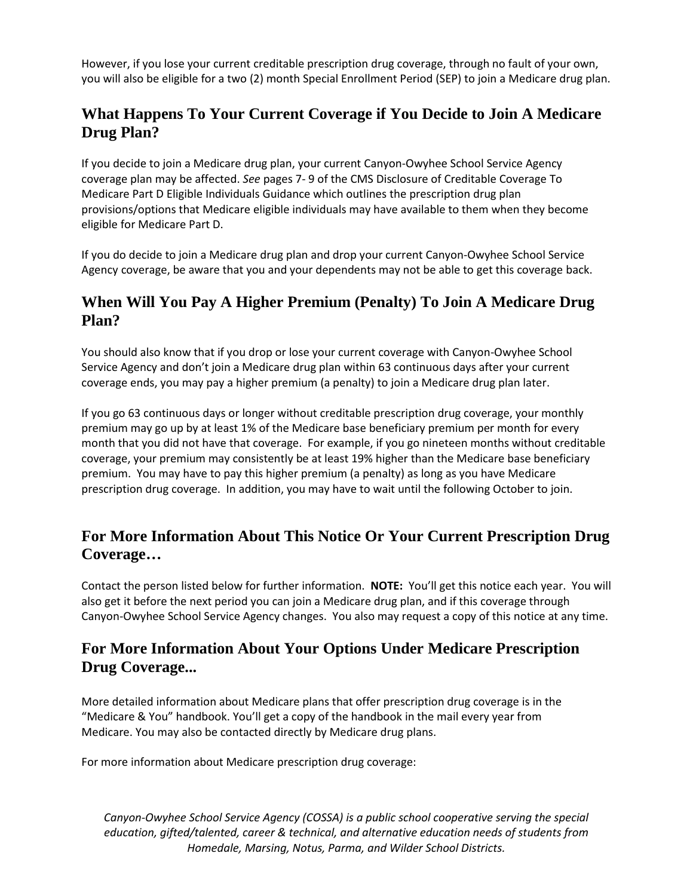However, if you lose your current creditable prescription drug coverage, through no fault of your own, you will also be eligible for a two (2) month Special Enrollment Period (SEP) to join a Medicare drug plan.

## What Happens To Your Current Coverage if You Decide to Join A Medicare Drug Plan?

If you decide to join a Medicare drug plan, your current Canyon-Owyhee School Service Agency coverage plan may be affected. *See* pages 7- 9 of the CMS Disclosure of Creditable Coverage To Medicare Part D Eligible Individuals Guidance which outlines the prescription drug plan provisions/options that Medicare eligible individuals may have available to them when they become eligible for Medicare Part D.

If you do decide to join a Medicare drug plan and drop your current Canyon-Owyhee School Service Agency coverage, be aware that you and your dependents may not be able to get this coverage back.

## When Will You Pay A Higher Premium (Penalty) To Join A Medicare Drug Plan?

You should also know that if you drop or lose your current coverage with Canyon-Owyhee School Service Agency and don't join a Medicare drug plan within 63 continuous days after your current coverage ends, you may pay a higher premium (a penalty) to join a Medicare drug plan later.

If you go 63 continuous days or longer without creditable prescription drug coverage, your monthly premium may go up by at least 1% of the Medicare base beneficiary premium per month for every month that you did not have that coverage. For example, if you go nineteen months without creditable coverage, your premium may consistently be at least 19% higher than the Medicare base beneficiary premium. You may have to pay this higher premium (a penalty) as long as you have Medicare prescription drug coverage. In addition, you may have to wait until the following October to join.

## For More Information About This Notice Or Your Current Prescription Drug Coverage…

Contact the person listed below for further information. **NOTE:** You'll get this notice each year. You will also get it before the next period you can join a Medicare drug plan, and if this coverage through Canyon-Owyhee School Service Agency changes. You also may request a copy of this notice at any time.

## For More Information About Your Options Under Medicare Prescription Drug Coverage...

More detailed information about Medicare plans that offer prescription drug coverage is in the "Medicare & You" handbook. You'll get a copy of the handbook in the mail every year from Medicare. You may also be contacted directly by Medicare drug plans.

For more information about Medicare prescription drug coverage:

*Canyon-Owyhee School Service Agency (COSSA) is a public school cooperative serving the special education, gifted/talented, career & technical, and alternative education needs of students from Homedale, Marsing, Notus, Parma, and Wilder School Districts.*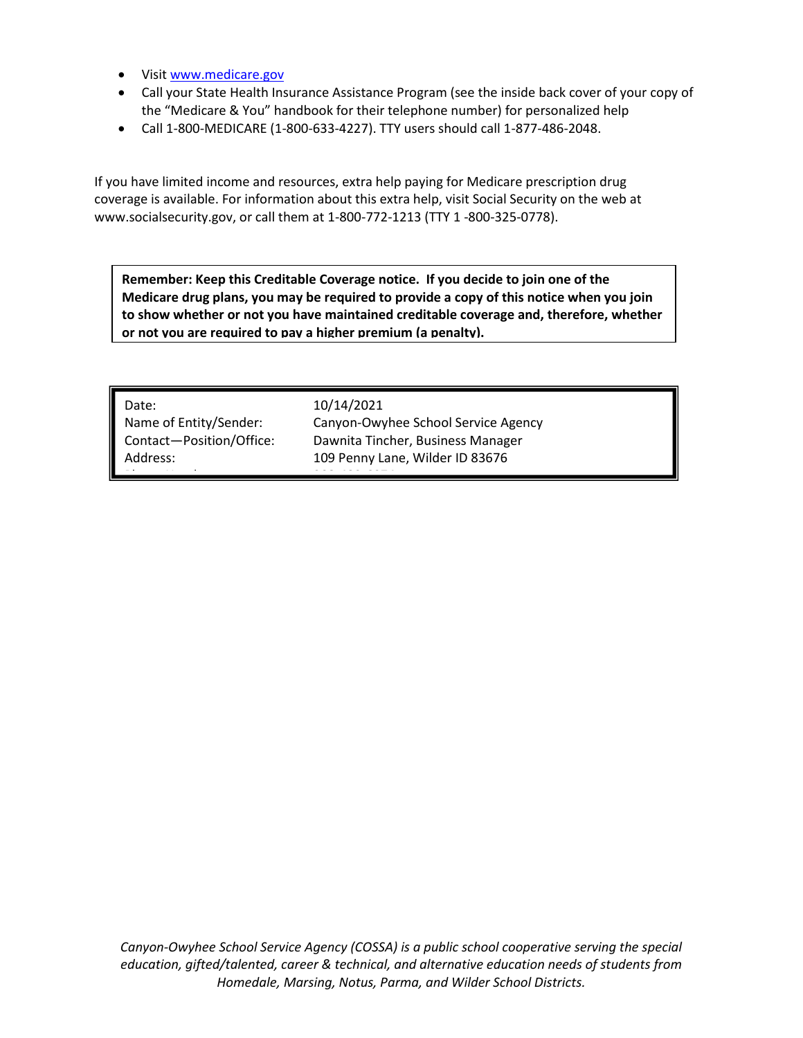- Visit [www.medicare.gov](http://www.medicare.gov)
- Call your State Health Insurance Assistance Program (see the inside back cover of your copy of the "Medicare & You" handbook for their telephone number) for personalized help
- Call 1-800-MEDICARE (1-800-633-4227). TTY users should call 1-877-486-2048.

If you have limited income and resources, extra help paying for Medicare prescription drug coverage is available. For information about this extra help, visit Social Security on the web at www.socialsecurity.gov, or call them at 1-800-772-1213 (TTY 1 -800-325-0778).

**Remember: Keep this Creditable Coverage notice. If you decide to join one of the Medicare drug plans, you may be required to provide a copy of this notice when you join to show whether or not you have maintained creditable coverage and, therefore, whether or not you are required to pay a higher premium (a penalty).**

| | |
|---|---|
| Date: | 10/14/2021 |
| Name of Entity/Sender: | Canyon-Owyhee School Service Agency |
| Contact—Position/Office: | Dawnita Tincher, Business Manager |
| Address: | 109 Penny Lane, Wilder ID 83676 |

*Canyon-Owyhee School Service Agency (COSSA) is a public school cooperative serving the special education, gifted/talented, career & technical, and alternative education needs of students from Homedale, Marsing, Notus, Parma, and Wilder School Districts.*